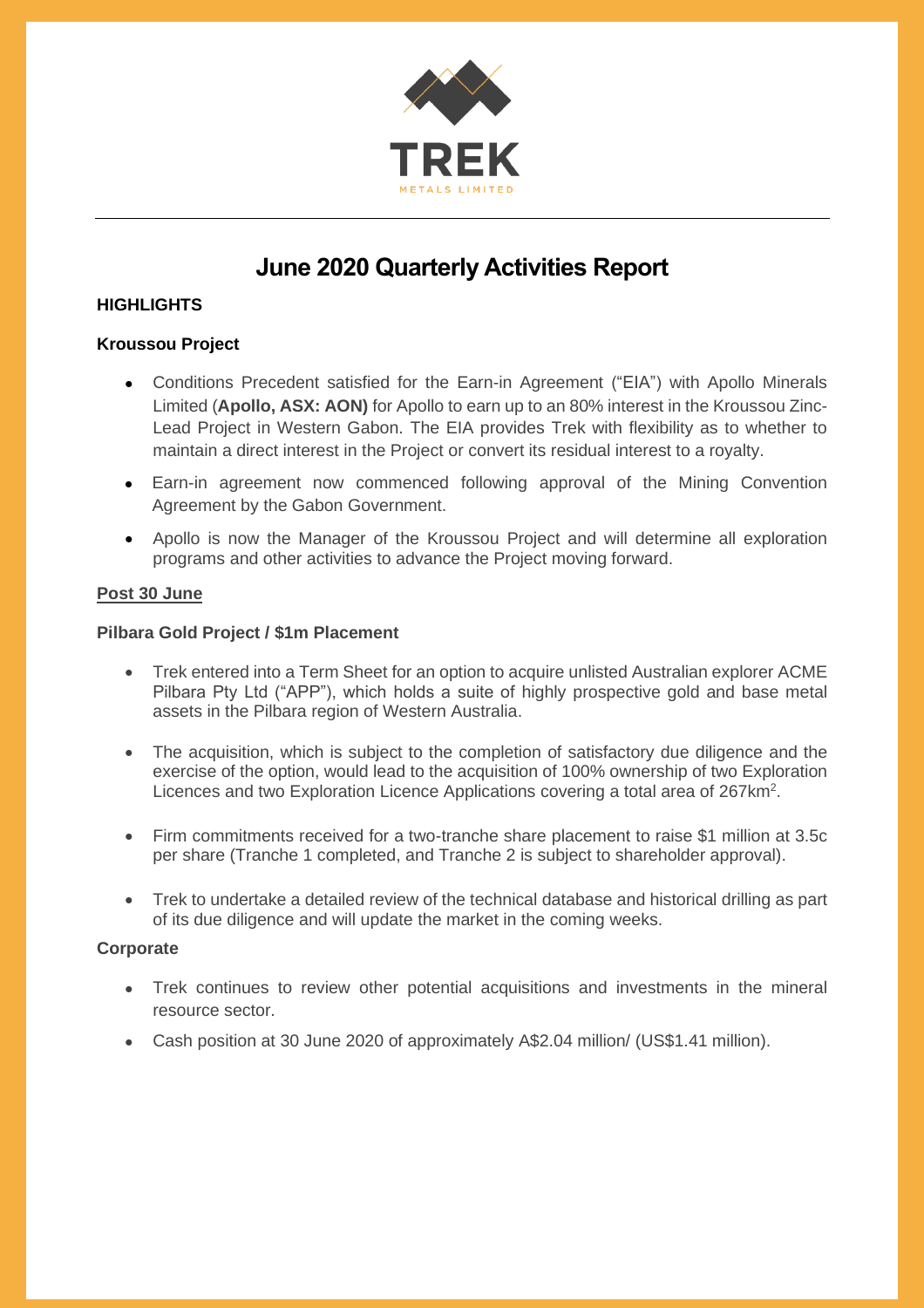TREK

METALS LIMITED

# June 2020 Quarterly Activities Report

## HIGHLIGHTS

### Kroussou Project

- Conditions Precedent satisfied for the Earn-in Agreement ("EIA") with Apollo Minerals Limited (**Apollo, ASX: AON)** for Apollo to earn up to an 80% interest in the Kroussou Zinc-Lead Project in Western Gabon. The EIA provides Trek with flexibility as to whether to maintain a direct interest in the Project or convert its residual interest to a royalty.
- Earn-in agreement now commenced following approval of the Mining Convention Agreement by the Gabon Government.
- Apollo is now the Manager of the Kroussou Project and will determine all exploration programs and other activities to advance the Project moving forward.

### Post 30 June

### Pilbara Gold Project / $1m Placement

- Trek entered into a Term Sheet for an option to acquire unlisted Australian explorer ACME Pilbara Pty Ltd ("APP"), which holds a suite of highly prospective gold and base metal assets in the Pilbara region of Western Australia.
- The acquisition, which is subject to the completion of satisfactory due diligence and the exercise of the option, would lead to the acquisition of 100% ownership of two Exploration Licences and two Exploration Licence Applications covering a total area of 267km$^2$.
- Firm commitments received for a two-tranche share placement to raise $1 million at 3.5c per share (Tranche 1 completed, and Tranche 2 is subject to shareholder approval).
- Trek to undertake a detailed review of the technical database and historical drilling as part of its due diligence and will update the market in the coming weeks.

### Corporate

- Trek continues to review other potential acquisitions and investments in the mineral resource sector.
- Cash position at 30 June 2020 of approximately A$2.04 million/ (US$1.41 million).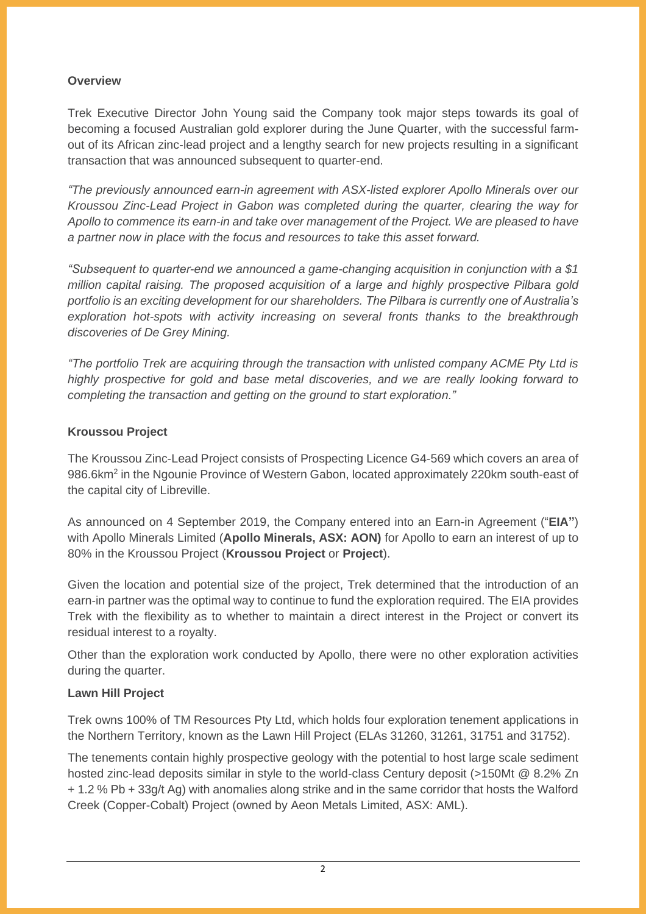**Overview**

Trek Executive Director John Young said the Company took major steps towards its goal of becoming a focused Australian gold explorer during the June Quarter, with the successful farm-out of its African zinc-lead project and a lengthy search for new projects resulting in a significant transaction that was announced subsequent to quarter-end.

*"The previously announced earn-in agreement with ASX-listed explorer Apollo Minerals over our Kroussou Zinc-Lead Project in Gabon was completed during the quarter, clearing the way for Apollo to commence its earn-in and take over management of the Project. We are pleased to have a partner now in place with the focus and resources to take this asset forward.*

*"Subsequent to quarter-end we announced a game-changing acquisition in conjunction with a $1 million capital raising. The proposed acquisition of a large and highly prospective Pilbara gold portfolio is an exciting development for our shareholders. The Pilbara is currently one of Australia's exploration hot-spots with activity increasing on several fronts thanks to the breakthrough discoveries of De Grey Mining.*

*"The portfolio Trek are acquiring through the transaction with unlisted company ACME Pty Ltd is highly prospective for gold and base metal discoveries, and we are really looking forward to completing the transaction and getting on the ground to start exploration."*

**Kroussou Project**

The Kroussou Zinc-Lead Project consists of Prospecting Licence G4-569 which covers an area of 986.6km$^2$ in the Ngounie Province of Western Gabon, located approximately 220km south-east of the capital city of Libreville.

As announced on 4 September 2019, the Company entered into an Earn-in Agreement ("**EIA"**) with Apollo Minerals Limited (**Apollo Minerals, ASX: AON)** for Apollo to earn an interest of up to 80% in the Kroussou Project (**Kroussou Project** or **Project**).

Given the location and potential size of the project, Trek determined that the introduction of an earn-in partner was the optimal way to continue to fund the exploration required. The EIA provides Trek with the flexibility as to whether to maintain a direct interest in the Project or convert its residual interest to a royalty.

Other than the exploration work conducted by Apollo, there were no other exploration activities during the quarter.

**Lawn Hill Project**

Trek owns 100% of TM Resources Pty Ltd, which holds four exploration tenement applications in the Northern Territory, known as the Lawn Hill Project (ELAs 31260, 31261, 31751 and 31752).

The tenements contain highly prospective geology with the potential to host large scale sediment hosted zinc-lead deposits similar in style to the world-class Century deposit (>150Mt @ 8.2% Zn + 1.2 % Pb + 33g/t Ag) with anomalies along strike and in the same corridor that hosts the Walford Creek (Copper-Cobalt) Project (owned by Aeon Metals Limited, ASX: AML).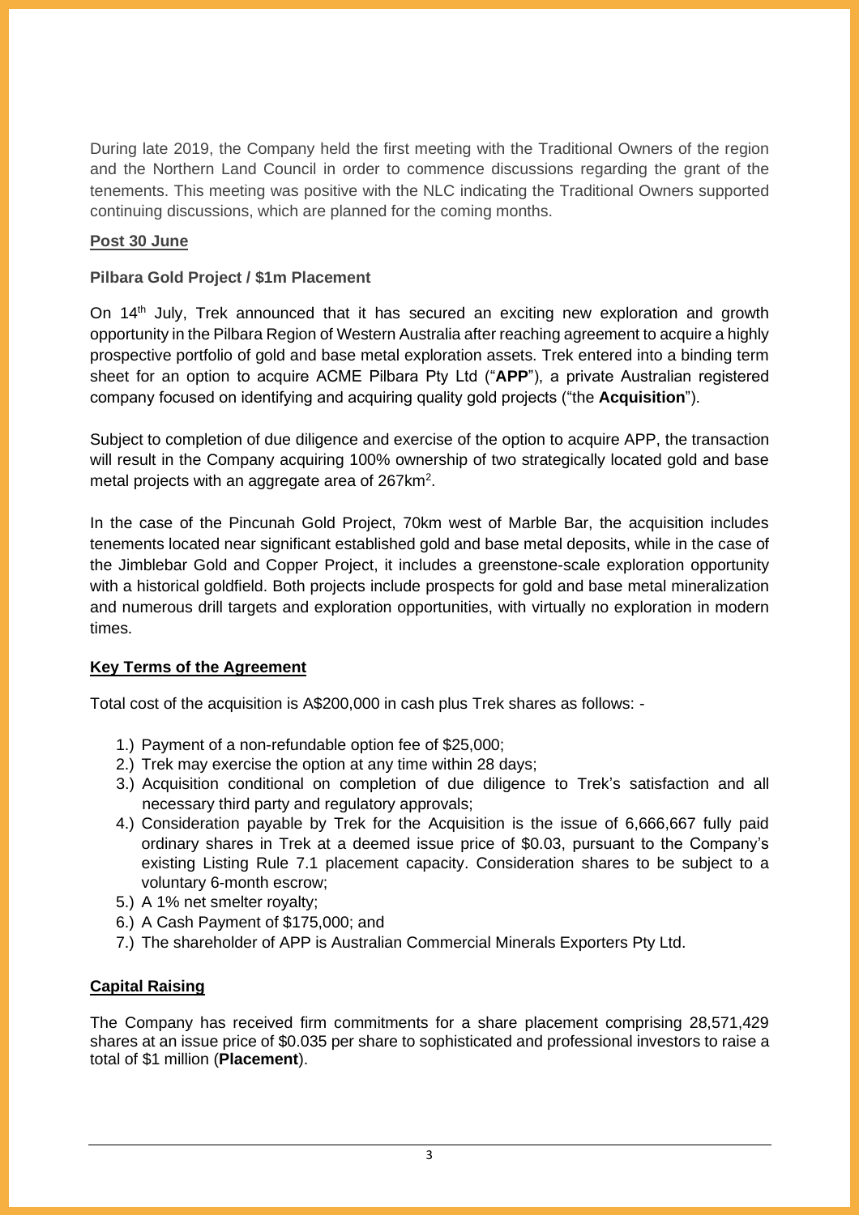During late 2019, the Company held the first meeting with the Traditional Owners of the region and the Northern Land Council in order to commence discussions regarding the grant of the tenements. This meeting was positive with the NLC indicating the Traditional Owners supported continuing discussions, which are planned for the coming months.

## Post 30 June

### Pilbara Gold Project / $1m Placement

On 14th July, Trek announced that it has secured an exciting new exploration and growth opportunity in the Pilbara Region of Western Australia after reaching agreement to acquire a highly prospective portfolio of gold and base metal exploration assets. Trek entered into a binding term sheet for an option to acquire ACME Pilbara Pty Ltd ("**APP**"), a private Australian registered company focused on identifying and acquiring quality gold projects ("the **Acquisition**").

Subject to completion of due diligence and exercise of the option to acquire APP, the transaction will result in the Company acquiring 100% ownership of two strategically located gold and base metal projects with an aggregate area of 267km$^2$.

In the case of the Pincunah Gold Project, 70km west of Marble Bar, the acquisition includes tenements located near significant established gold and base metal deposits, while in the case of the Jimblebar Gold and Copper Project, it includes a greenstone-scale exploration opportunity with a historical goldfield. Both projects include prospects for gold and base metal mineralization and numerous drill targets and exploration opportunities, with virtually no exploration in modern times.

## Key Terms of the Agreement

Total cost of the acquisition is A$200,000 in cash plus Trek shares as follows: -

1.) Payment of a non-refundable option fee of $25,000;
2.) Trek may exercise the option at any time within 28 days;
3.) Acquisition conditional on completion of due diligence to Trek's satisfaction and all necessary third party and regulatory approvals;
4.) Consideration payable by Trek for the Acquisition is the issue of 6,666,667 fully paid ordinary shares in Trek at a deemed issue price of $0.03, pursuant to the Company's existing Listing Rule 7.1 placement capacity. Consideration shares to be subject to a voluntary 6-month escrow;
5.) A 1% net smelter royalty;
6.) A Cash Payment of $175,000; and
7.) The shareholder of APP is Australian Commercial Minerals Exporters Pty Ltd.

## Capital Raising

The Company has received firm commitments for a share placement comprising 28,571,429 shares at an issue price of $0.035 per share to sophisticated and professional investors to raise a total of $1 million (**Placement**).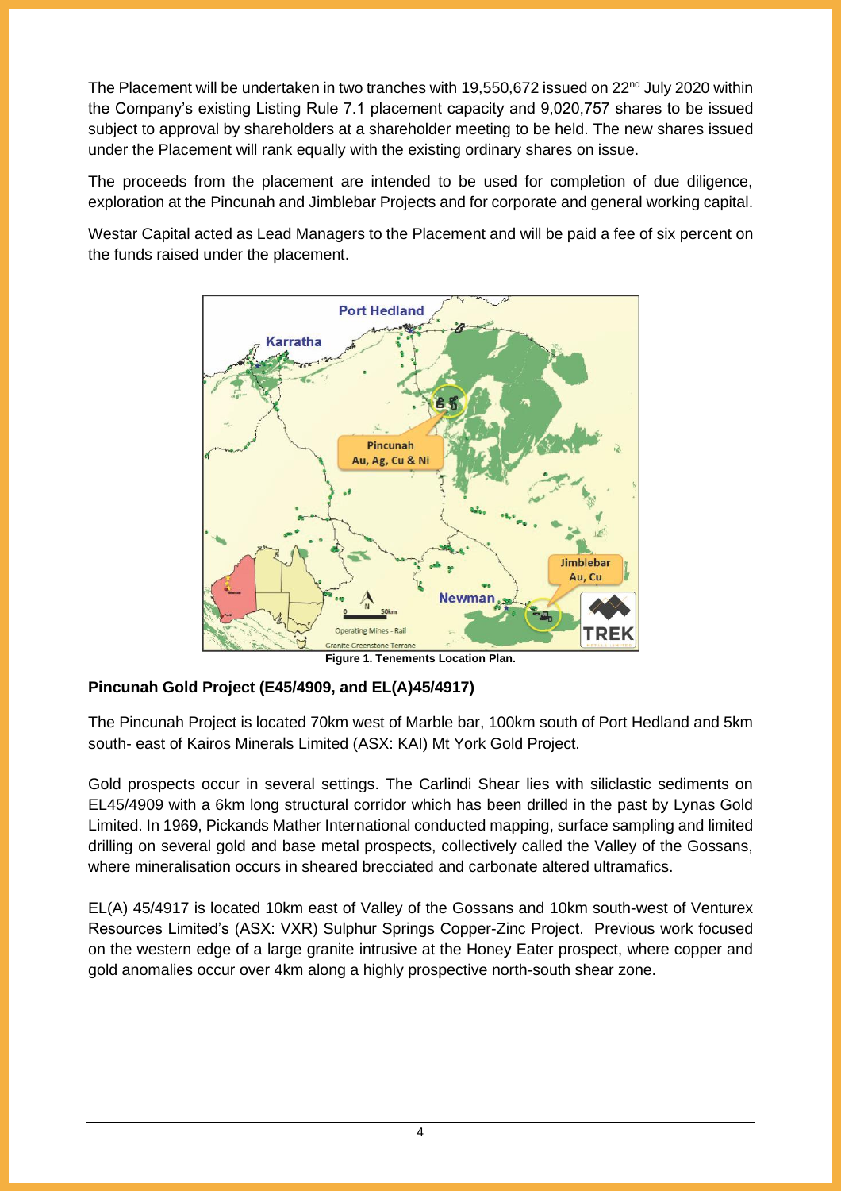The Placement will be undertaken in two tranches with 19,550,672 issued on 22nd July 2020 within the Company's existing Listing Rule 7.1 placement capacity and 9,020,757 shares to be issued subject to approval by shareholders at a shareholder meeting to be held. The new shares issued under the Placement will rank equally with the existing ordinary shares on issue.

The proceeds from the placement are intended to be used for completion of due diligence, exploration at the Pincunah and Jimblebar Projects and for corporate and general working capital.

Westar Capital acted as Lead Managers to the Placement and will be paid a fee of six percent on the funds raised under the placement.

**Figure 1. Tenements Location Plan.**

### Pincunah Gold Project (E45/4909, and EL(A)45/4917)

The Pincunah Project is located 70km west of Marble bar, 100km south of Port Hedland and 5km south- east of Kairos Minerals Limited (ASX: KAI) Mt York Gold Project.

Gold prospects occur in several settings. The Carlindi Shear lies with siliclastic sediments on EL45/4909 with a 6km long structural corridor which has been drilled in the past by Lynas Gold Limited. In 1969, Pickands Mather International conducted mapping, surface sampling and limited drilling on several gold and base metal prospects, collectively called the Valley of the Gossans, where mineralisation occurs in sheared brecciated and carbonate altered ultramafics.

EL(A) 45/4917 is located 10km east of Valley of the Gossans and 10km south-west of Venturex Resources Limited's (ASX: VXR) Sulphur Springs Copper-Zinc Project. Previous work focused on the western edge of a large granite intrusive at the Honey Eater prospect, where copper and gold anomalies occur over 4km along a highly prospective north-south shear zone.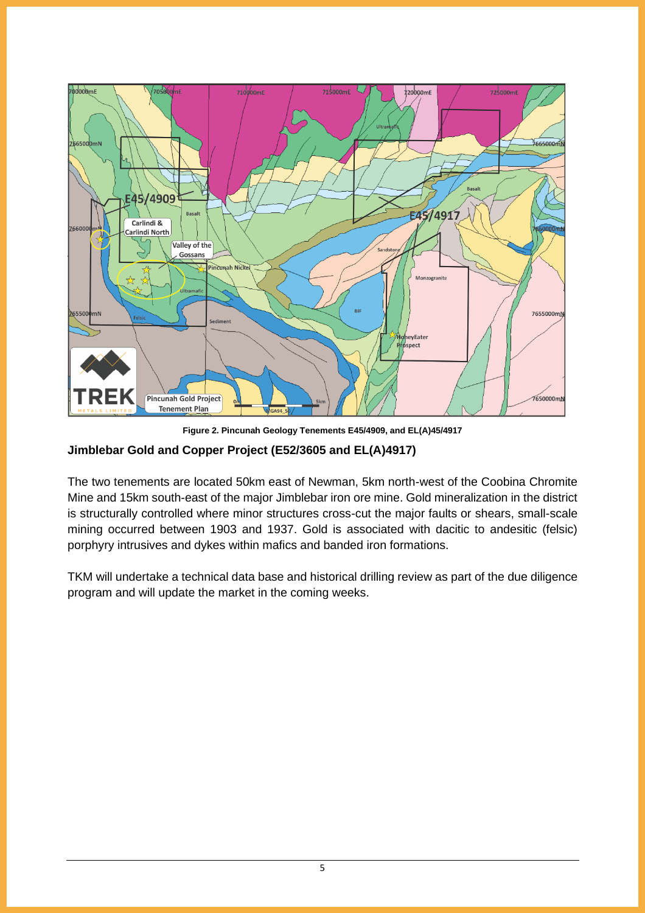Figure 2. Pincunah Geology Tenements E45/4909, and EL(A)45/4917

### Jimblebar Gold and Copper Project (E52/3605 and EL(A)4917)

The two tenements are located 50km east of Newman, 5km north-west of the Coobina Chromite Mine and 15km south-east of the major Jimblebar iron ore mine. Gold mineralization in the district is structurally controlled where minor structures cross-cut the major faults or shears, small-scale mining occurred between 1903 and 1937. Gold is associated with dacitic to andesitic (felsic) porphyry intrusives and dykes within mafics and banded iron formations.

TKM will undertake a technical data base and historical drilling review as part of the due diligence program and will update the market in the coming weeks.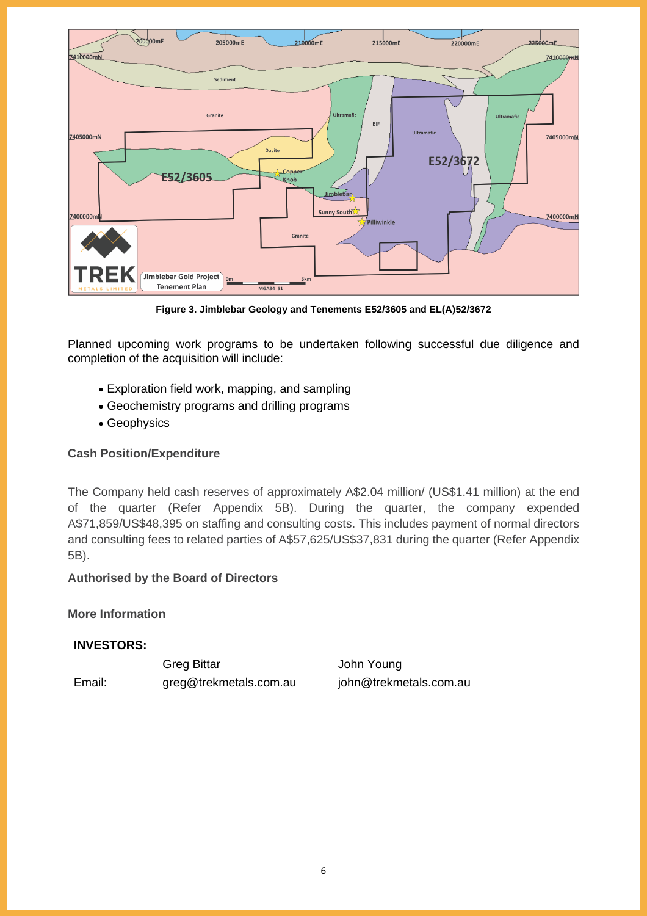**Figure 3. Jimblebar Geology and Tenements E52/3605 and EL(A)52/3672**

Planned upcoming work programs to be undertaken following successful due diligence and completion of the acquisition will include:

- Exploration field work, mapping, and sampling
- Geochemistry programs and drilling programs
- Geophysics

**Cash Position/Expenditure**

The Company held cash reserves of approximately A$2.04 million/ (US$1.41 million) at the end of the quarter (Refer Appendix 5B). During the quarter, the company expended A$71,859/US$48,395 on staffing and consulting costs. This includes payment of normal directors and consulting fees to related parties of A$57,625/US$37,831 during the quarter (Refer Appendix 5B).

**Authorised by the Board of Directors**

**More Information**

**INVESTORS:**

| | Greg Bittar | John Young |
|---|---|---|
| Email: | greg@trekmetals.com.au | john@trekmetals.com.au |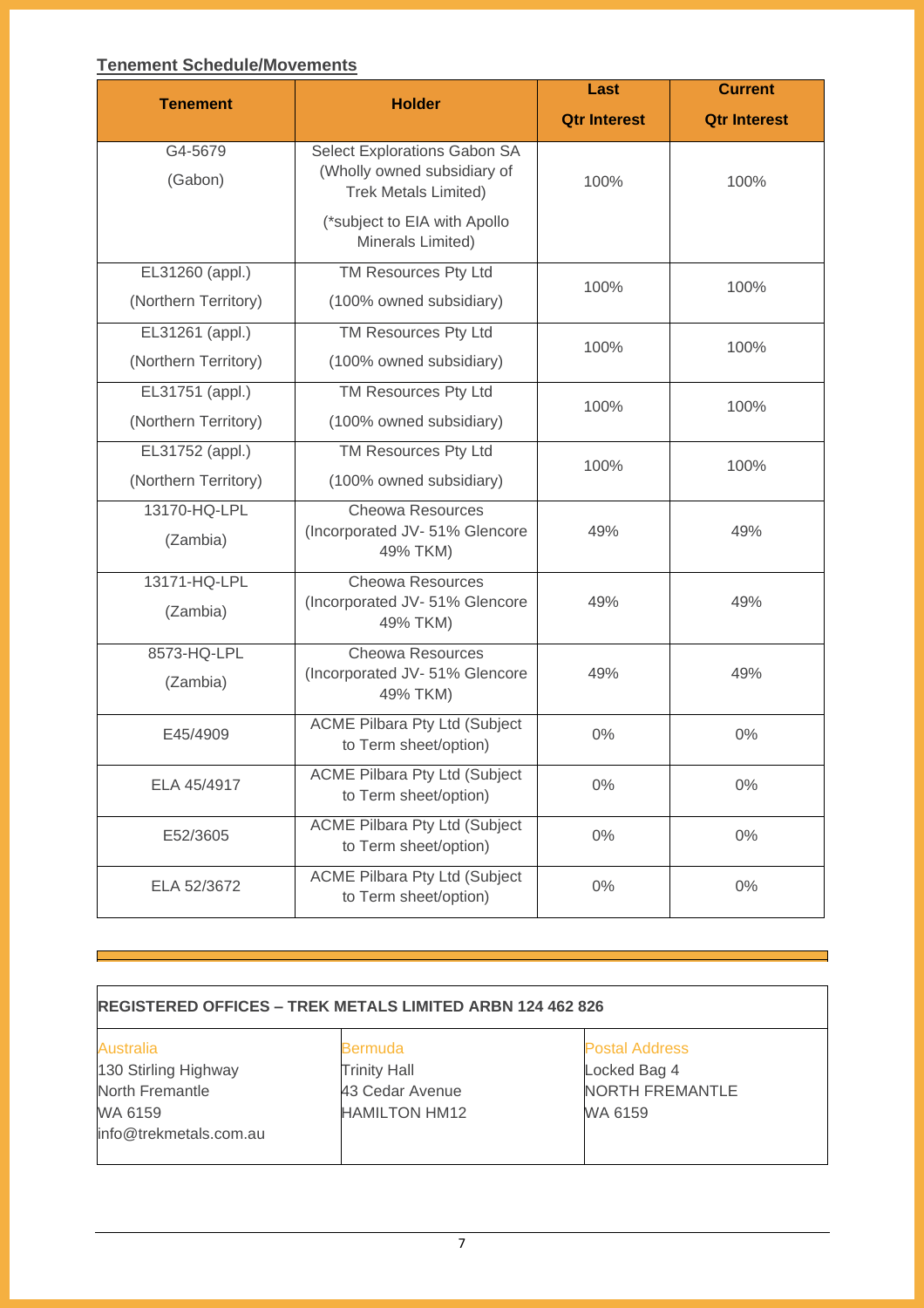**Tenement Schedule/Movements**

| Tenement | Holder | Last Qtr Interest | Current Qtr Interest |
|---|---|---|---|
| G4-5679 (Gabon) | Select Explorations Gabon SA (Wholly owned subsidiary of Trek Metals Limited) (*subject to EIA with Apollo Minerals Limited) | 100% | 100% |
| EL31260 (appl.) (Northern Territory) | TM Resources Pty Ltd (100% owned subsidiary) | 100% | 100% |
| EL31261 (appl.) (Northern Territory) | TM Resources Pty Ltd (100% owned subsidiary) | 100% | 100% |
| EL31751 (appl.) (Northern Territory) | TM Resources Pty Ltd (100% owned subsidiary) | 100% | 100% |
| EL31752 (appl.) (Northern Territory) | TM Resources Pty Ltd (100% owned subsidiary) | 100% | 100% |
| 13170-HQ-LPL (Zambia) | Cheowa Resources (Incorporated JV- 51% Glencore 49% TKM) | 49% | 49% |
| 13171-HQ-LPL (Zambia) | Cheowa Resources (Incorporated JV- 51% Glencore 49% TKM) | 49% | 49% |
| 8573-HQ-LPL (Zambia) | Cheowa Resources (Incorporated JV- 51% Glencore 49% TKM) | 49% | 49% |
| E45/4909 | ACME Pilbara Pty Ltd (Subject to Term sheet/option) | 0% | 0% |
| ELA 45/4917 | ACME Pilbara Pty Ltd (Subject to Term sheet/option) | 0% | 0% |
| E52/3605 | ACME Pilbara Pty Ltd (Subject to Term sheet/option) | 0% | 0% |
| ELA 52/3672 | ACME Pilbara Pty Ltd (Subject to Term sheet/option) | 0% | 0% |

**REGISTERED OFFICES – TREK METALS LIMITED ARBN 124 462 826**

| Australia | Bermuda | Postal Address |
|---|---|---|
| 130 Stirling Highway<br>North Fremantle<br>WA 6159<br>info@trekmetals.com.au | Trinity Hall<br>43 Cedar Avenue<br>HAMILTON HM12 | Locked Bag 4<br>NORTH FREMANTLE<br>WA 6159 |